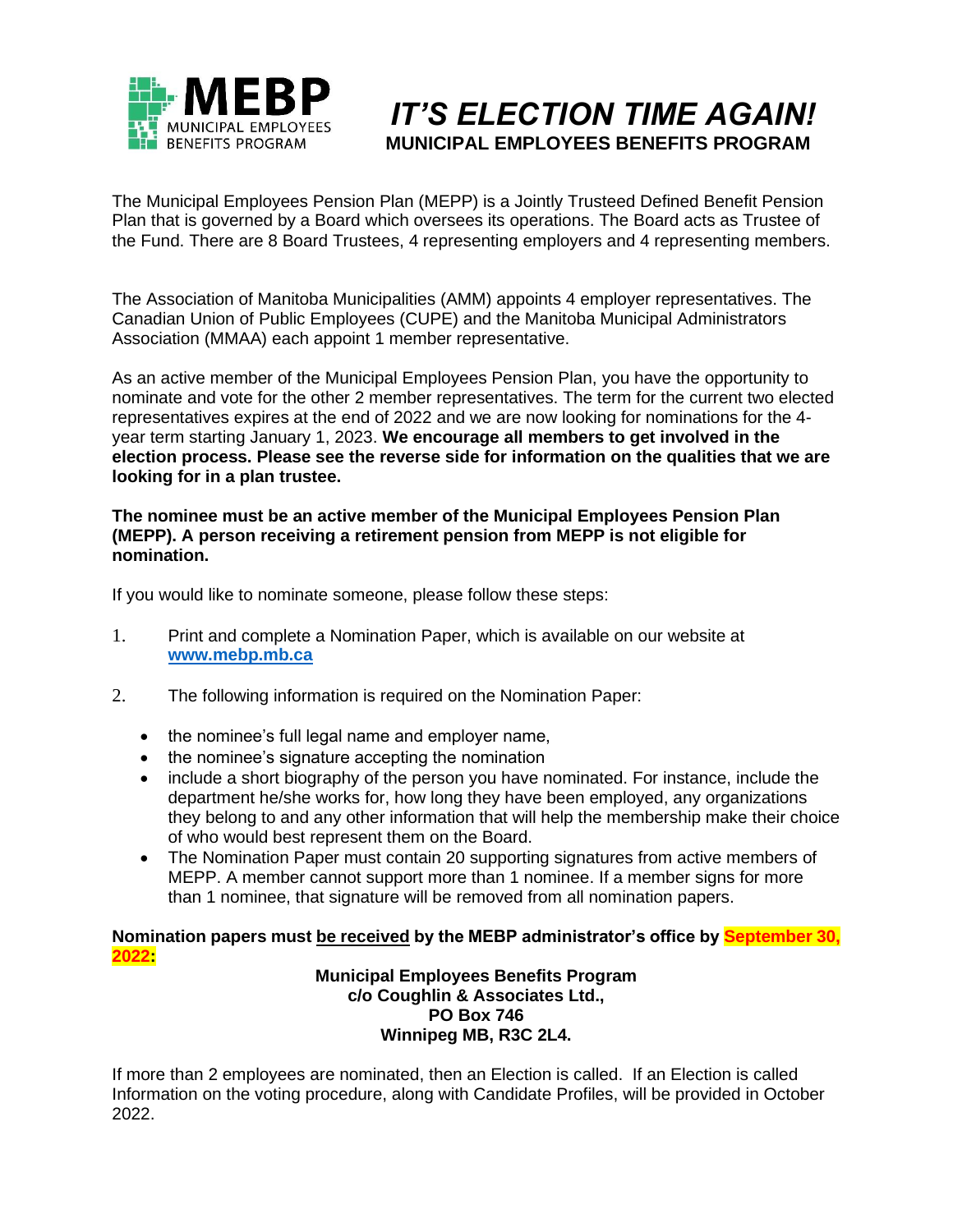**MEBP**
MUNICIPAL EMPLOYEES BENEFITS PROGRAM

# *IT'S ELECTION TIME AGAIN!*

## MUNICIPAL EMPLOYEES BENEFITS PROGRAM

The Municipal Employees Pension Plan (MEPP) is a Jointly Trusteed Defined Benefit Pension Plan that is governed by a Board which oversees its operations. The Board acts as Trustee of the Fund. There are 8 Board Trustees, 4 representing employers and 4 representing members.

The Association of Manitoba Municipalities (AMM) appoints 4 employer representatives. The Canadian Union of Public Employees (CUPE) and the Manitoba Municipal Administrators Association (MMAA) each appoint 1 member representative.

As an active member of the Municipal Employees Pension Plan, you have the opportunity to nominate and vote for the other 2 member representatives. The term for the current two elected representatives expires at the end of 2022 and we are now looking for nominations for the 4-year term starting January 1, 2023. **We encourage all members to get involved in the election process. Please see the reverse side for information on the qualities that we are looking for in a plan trustee.**

**The nominee must be an active member of the Municipal Employees Pension Plan (MEPP). A person receiving a retirement pension from MEPP is not eligible for nomination.**

If you would like to nominate someone, please follow these steps:

1. Print and complete a Nomination Paper, which is available on our website at **www.mebp.mb.ca**

2. The following information is required on the Nomination Paper:

   - the nominee's full legal name and employer name,
   - the nominee's signature accepting the nomination
   - include a short biography of the person you have nominated. For instance, include the department he/she works for, how long they have been employed, any organizations they belong to and any other information that will help the membership make their choice of who would best represent them on the Board.
   - The Nomination Paper must contain 20 supporting signatures from active members of MEPP. A member cannot support more than 1 nominee. If a member signs for more than 1 nominee, that signature will be removed from all nomination papers.

**Nomination papers must be received by the MEBP administrator's office by September 30, 2022:**

**Municipal Employees Benefits Program**
**c/o Coughlin & Associates Ltd.,**
**PO Box 746**
**Winnipeg MB, R3C 2L4.**

If more than 2 employees are nominated, then an Election is called. If an Election is called Information on the voting procedure, along with Candidate Profiles, will be provided in October 2022.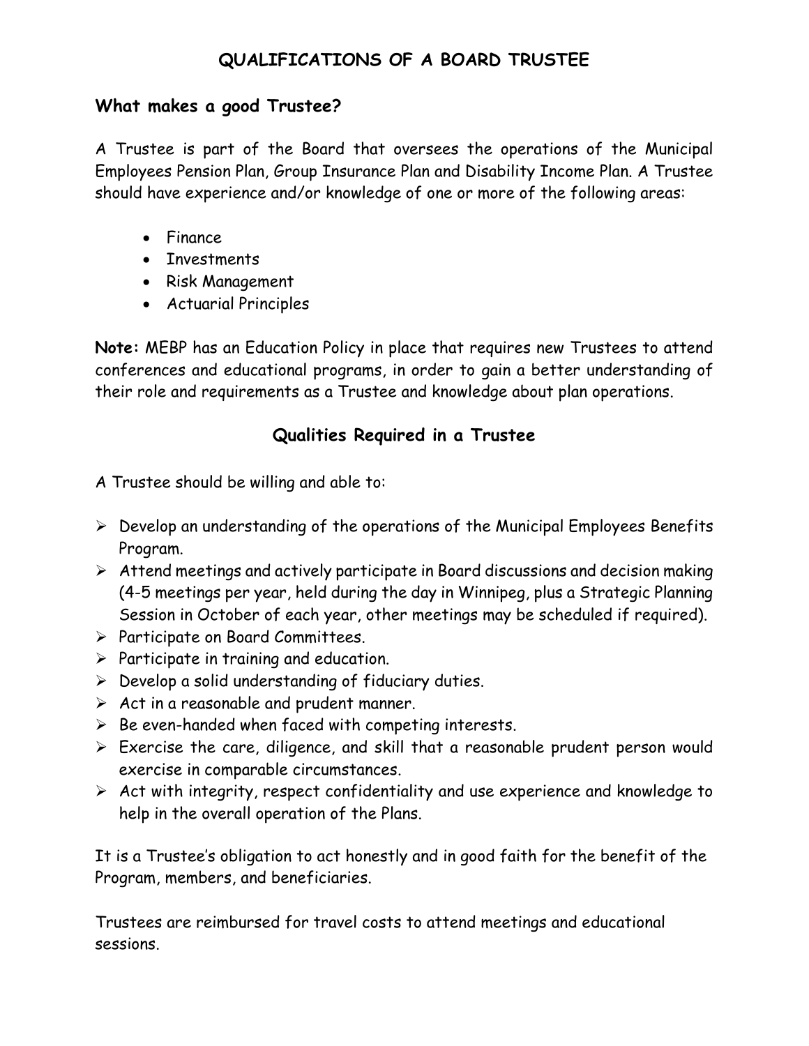# QUALIFICATIONS OF A BOARD TRUSTEE

## What makes a good Trustee?

A Trustee is part of the Board that oversees the operations of the Municipal Employees Pension Plan, Group Insurance Plan and Disability Income Plan. A Trustee should have experience and/or knowledge of one or more of the following areas:

- Finance
- Investments
- Risk Management
- Actuarial Principles

**Note:** MEBP has an Education Policy in place that requires new Trustees to attend conferences and educational programs, in order to gain a better understanding of their role and requirements as a Trustee and knowledge about plan operations.

## Qualities Required in a Trustee

A Trustee should be willing and able to:

- Develop an understanding of the operations of the Municipal Employees Benefits Program.
- Attend meetings and actively participate in Board discussions and decision making (4-5 meetings per year, held during the day in Winnipeg, plus a Strategic Planning Session in October of each year, other meetings may be scheduled if required).
- Participate on Board Committees.
- Participate in training and education.
- Develop a solid understanding of fiduciary duties.
- Act in a reasonable and prudent manner.
- Be even-handed when faced with competing interests.
- Exercise the care, diligence, and skill that a reasonable prudent person would exercise in comparable circumstances.
- Act with integrity, respect confidentiality and use experience and knowledge to help in the overall operation of the Plans.

It is a Trustee's obligation to act honestly and in good faith for the benefit of the Program, members, and beneficiaries.

Trustees are reimbursed for travel costs to attend meetings and educational sessions.